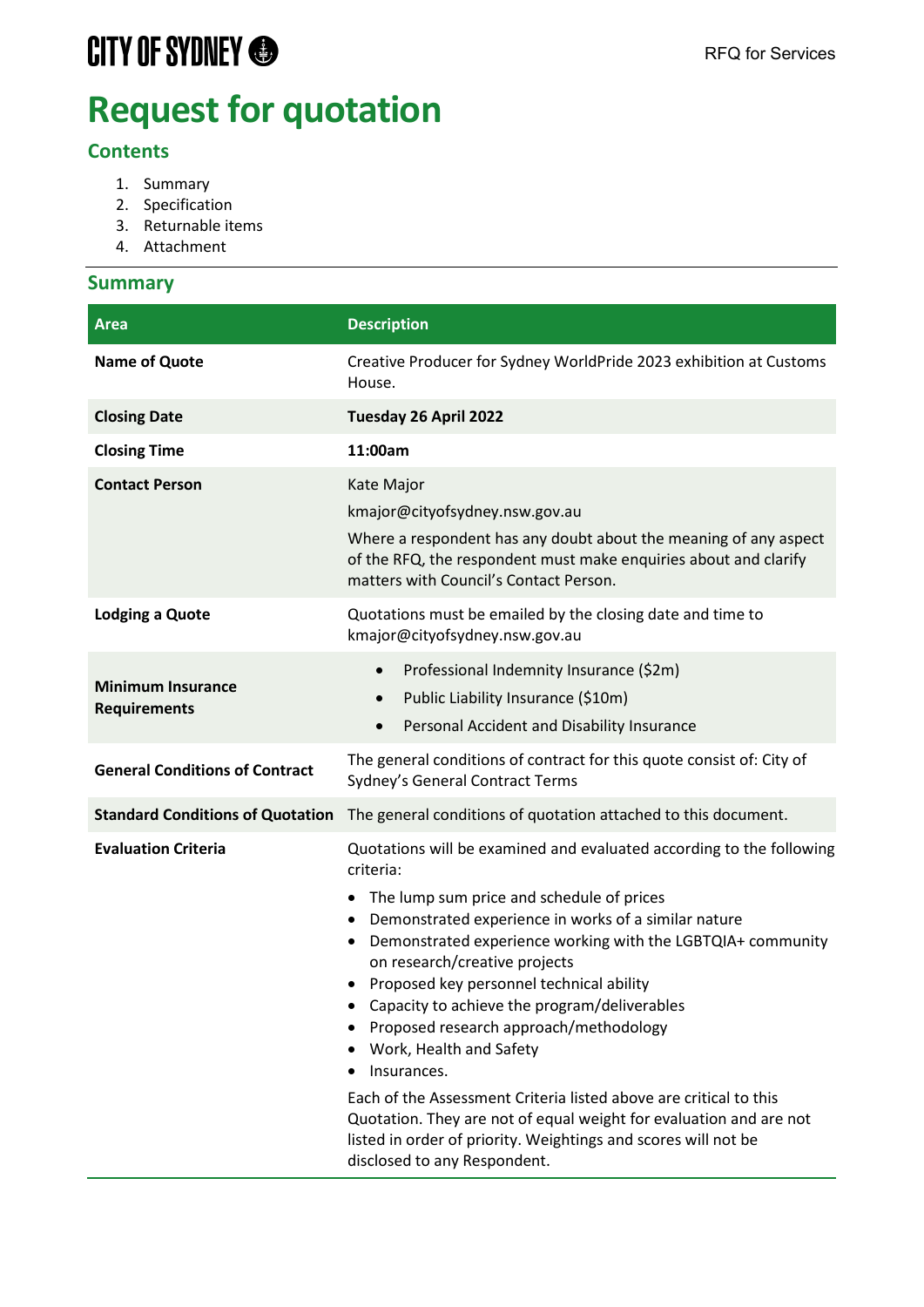# Request for quotation

## Contents

1. Summary
2. Specification
3. Returnable items
4. Attachment

## Summary

| Area | Description |
|---|---|
| **Name of Quote** | Creative Producer for Sydney WorldPride 2023 exhibition at Customs House. |
| **Closing Date** | **Tuesday 26 April 2022** |
| **Closing Time** | **11:00am** |
| **Contact Person** | Kate Major<br>kmajor@cityofsydney.nsw.gov.au<br>Where a respondent has any doubt about the meaning of any aspect of the RFQ, the respondent must make enquiries about and clarify matters with Council's Contact Person. |
| **Lodging a Quote** | Quotations must be emailed by the closing date and time to kmajor@cityofsydney.nsw.gov.au |
| **Minimum Insurance Requirements** | • Professional Indemnity Insurance ($2m)<br>• Public Liability Insurance ($10m)<br>• Personal Accident and Disability Insurance |
| **General Conditions of Contract** | The general conditions of contract for this quote consist of: City of Sydney's General Contract Terms |
| **Standard Conditions of Quotation** | The general conditions of quotation attached to this document. |
| **Evaluation Criteria** | Quotations will be examined and evaluated according to the following criteria:<br>• The lump sum price and schedule of prices<br>• Demonstrated experience in works of a similar nature<br>• Demonstrated experience working with the LGBTQIA+ community on research/creative projects<br>• Proposed key personnel technical ability<br>• Capacity to achieve the program/deliverables<br>• Proposed research approach/methodology<br>• Work, Health and Safety<br>• Insurances.<br>Each of the Assessment Criteria listed above are critical to this Quotation. They are not of equal weight for evaluation and are not listed in order of priority. Weightings and scores will not be disclosed to any Respondent. |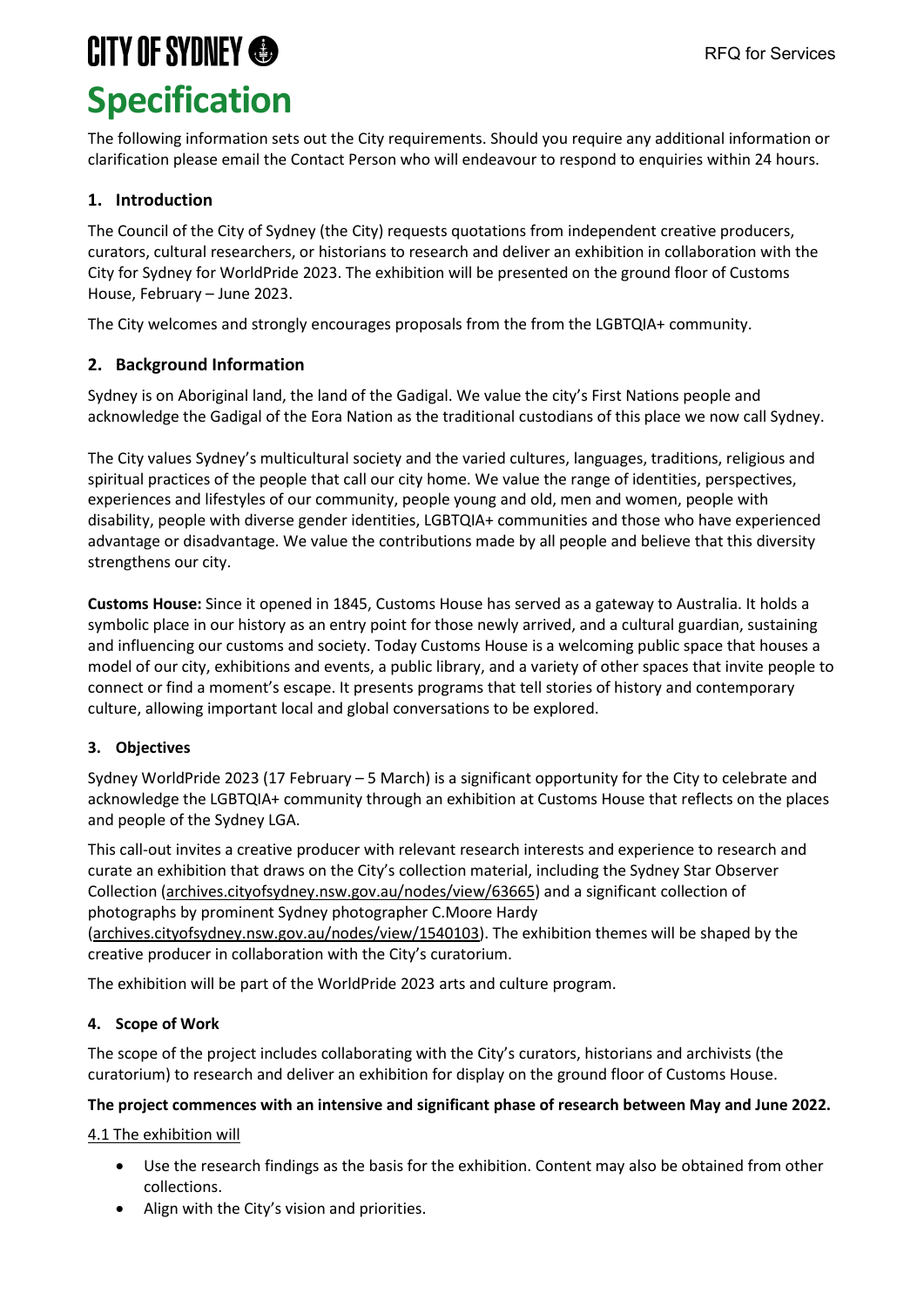# Specification

The following information sets out the City requirements. Should you require any additional information or clarification please email the Contact Person who will endeavour to respond to enquiries within 24 hours.

## 1. Introduction

The Council of the City of Sydney (the City) requests quotations from independent creative producers, curators, cultural researchers, or historians to research and deliver an exhibition in collaboration with the City for Sydney for WorldPride 2023. The exhibition will be presented on the ground floor of Customs House, February – June 2023.

The City welcomes and strongly encourages proposals from the from the LGBTQIA+ community.

## 2. Background Information

Sydney is on Aboriginal land, the land of the Gadigal. We value the city's First Nations people and acknowledge the Gadigal of the Eora Nation as the traditional custodians of this place we now call Sydney.

The City values Sydney's multicultural society and the varied cultures, languages, traditions, religious and spiritual practices of the people that call our city home. We value the range of identities, perspectives, experiences and lifestyles of our community, people young and old, men and women, people with disability, people with diverse gender identities, LGBTQIA+ communities and those who have experienced advantage or disadvantage. We value the contributions made by all people and believe that this diversity strengthens our city.

**Customs House:** Since it opened in 1845, Customs House has served as a gateway to Australia. It holds a symbolic place in our history as an entry point for those newly arrived, and a cultural guardian, sustaining and influencing our customs and society. Today Customs House is a welcoming public space that houses a model of our city, exhibitions and events, a public library, and a variety of other spaces that invite people to connect or find a moment's escape. It presents programs that tell stories of history and contemporary culture, allowing important local and global conversations to be explored.

## 3. Objectives

Sydney WorldPride 2023 (17 February – 5 March) is a significant opportunity for the City to celebrate and acknowledge the LGBTQIA+ community through an exhibition at Customs House that reflects on the places and people of the Sydney LGA.

This call-out invites a creative producer with relevant research interests and experience to research and curate an exhibition that draws on the City's collection material, including the Sydney Star Observer Collection (archives.cityofsydney.nsw.gov.au/nodes/view/63665) and a significant collection of photographs by prominent Sydney photographer C.Moore Hardy (archives.cityofsydney.nsw.gov.au/nodes/view/1540103). The exhibition themes will be shaped by the creative producer in collaboration with the City's curatorium.

The exhibition will be part of the WorldPride 2023 arts and culture program.

## 4. Scope of Work

The scope of the project includes collaborating with the City's curators, historians and archivists (the curatorium) to research and deliver an exhibition for display on the ground floor of Customs House.

**The project commences with an intensive and significant phase of research between May and June 2022.**

4.1 The exhibition will

- Use the research findings as the basis for the exhibition. Content may also be obtained from other collections.
- Align with the City's vision and priorities.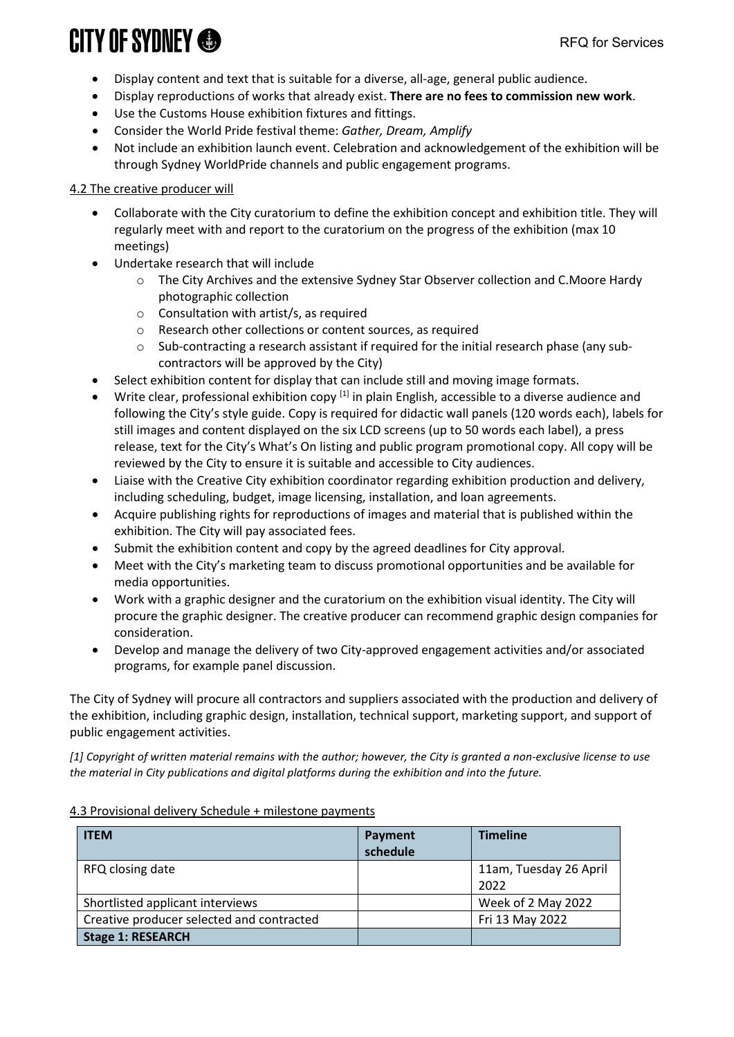- Display content and text that is suitable for a diverse, all-age, general public audience.
- Display reproductions of works that already exist. **There are no fees to commission new work**.
- Use the Customs House exhibition fixtures and fittings.
- Consider the World Pride festival theme: *Gather, Dream, Amplify*
- Not include an exhibition launch event. Celebration and acknowledgement of the exhibition will be through Sydney WorldPride channels and public engagement programs.

4.2 The creative producer will

- Collaborate with the City curatorium to define the exhibition concept and exhibition title. They will regularly meet with and report to the curatorium on the progress of the exhibition (max 10 meetings)
- Undertake research that will include
  - The City Archives and the extensive Sydney Star Observer collection and C.Moore Hardy photographic collection
  - Consultation with artist/s, as required
  - Research other collections or content sources, as required
  - Sub-contracting a research assistant if required for the initial research phase (any sub-contractors will be approved by the City)
- Select exhibition content for display that can include still and moving image formats.
- Write clear, professional exhibition copy [1] in plain English, accessible to a diverse audience and following the City's style guide. Copy is required for didactic wall panels (120 words each), labels for still images and content displayed on the six LCD screens (up to 50 words each label), a press release, text for the City's What's On listing and public program promotional copy. All copy will be reviewed by the City to ensure it is suitable and accessible to City audiences.
- Liaise with the Creative City exhibition coordinator regarding exhibition production and delivery, including scheduling, budget, image licensing, installation, and loan agreements.
- Acquire publishing rights for reproductions of images and material that is published within the exhibition. The City will pay associated fees.
- Submit the exhibition content and copy by the agreed deadlines for City approval.
- Meet with the City's marketing team to discuss promotional opportunities and be available for media opportunities.
- Work with a graphic designer and the curatorium on the exhibition visual identity. The City will procure the graphic designer. The creative producer can recommend graphic design companies for consideration.
- Develop and manage the delivery of two City-approved engagement activities and/or associated programs, for example panel discussion.

The City of Sydney will procure all contractors and suppliers associated with the production and delivery of the exhibition, including graphic design, installation, technical support, marketing support, and support of public engagement activities.

*[1] Copyright of written material remains with the author; however, the City is granted a non-exclusive license to use the material in City publications and digital platforms during the exhibition and into the future.*

4.3 Provisional delivery Schedule + milestone payments

| ITEM | Payment schedule | Timeline |
| --- | --- | --- |
| RFQ closing date | | 11am, Tuesday 26 April 2022 |
| Shortlisted applicant interviews | | Week of 2 May 2022 |
| Creative producer selected and contracted | | Fri 13 May 2022 |
| **Stage 1: RESEARCH** | | |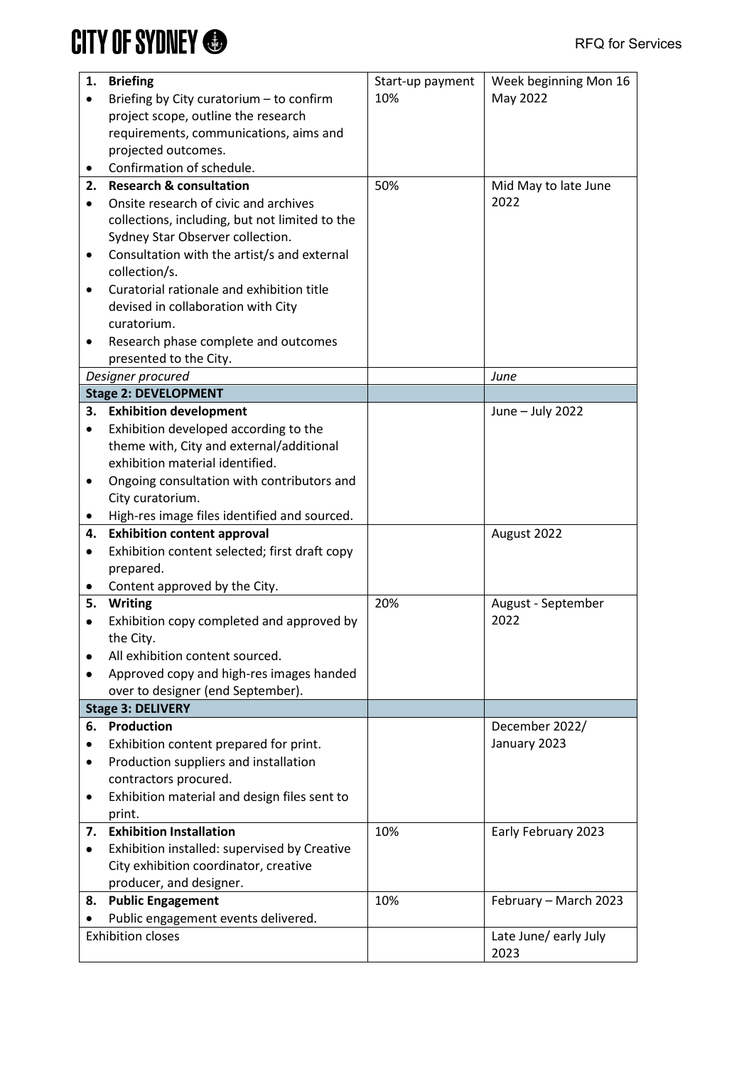| | | |
|---|---|---|
| **1. Briefing**<br>• Briefing by City curatorium – to confirm project scope, outline the research requirements, communications, aims and projected outcomes.<br>• Confirmation of schedule. | Start-up payment 10% | Week beginning Mon 16 May 2022 |
| **2. Research & consultation**<br>• Onsite research of civic and archives collections, including, but not limited to the Sydney Star Observer collection.<br>• Consultation with the artist/s and external collection/s.<br>• Curatorial rationale and exhibition title devised in collaboration with City curatorium.<br>• Research phase complete and outcomes presented to the City. | 50% | Mid May to late June 2022 |
| *Designer procured* | | *June* |
| **Stage 2: DEVELOPMENT** | | |
| **3. Exhibition development**<br>• Exhibition developed according to the theme with, City and external/additional exhibition material identified.<br>• Ongoing consultation with contributors and City curatorium.<br>• High-res image files identified and sourced. | | June – July 2022 |
| **4. Exhibition content approval**<br>• Exhibition content selected; first draft copy prepared.<br>• Content approved by the City. | | August 2022 |
| **5. Writing**<br>• Exhibition copy completed and approved by the City.<br>• All exhibition content sourced.<br>• Approved copy and high-res images handed over to designer (end September). | 20% | August - September 2022 |
| **Stage 3: DELIVERY** | | |
| **6. Production**<br>• Exhibition content prepared for print.<br>• Production suppliers and installation contractors procured.<br>• Exhibition material and design files sent to print. | | December 2022/ January 2023 |
| **7. Exhibition Installation**<br>• Exhibition installed: supervised by Creative City exhibition coordinator, creative producer, and designer. | 10% | Early February 2023 |
| **8. Public Engagement**<br>• Public engagement events delivered. | 10% | February – March 2023 |
| Exhibition closes | | Late June/ early July 2023 |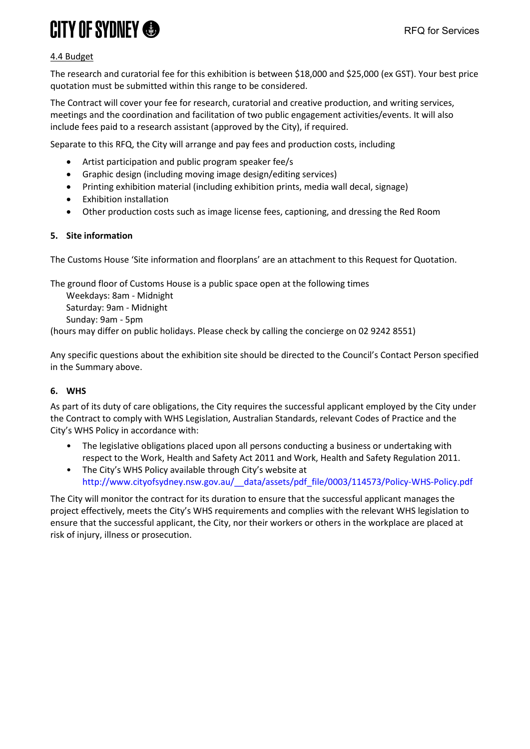4.4 Budget

The research and curatorial fee for this exhibition is between $18,000 and $25,000 (ex GST). Your best price quotation must be submitted within this range to be considered.

The Contract will cover your fee for research, curatorial and creative production, and writing services, meetings and the coordination and facilitation of two public engagement activities/events. It will also include fees paid to a research assistant (approved by the City), if required.

Separate to this RFQ, the City will arrange and pay fees and production costs, including

- Artist participation and public program speaker fee/s
- Graphic design (including moving image design/editing services)
- Printing exhibition material (including exhibition prints, media wall decal, signage)
- Exhibition installation
- Other production costs such as image license fees, captioning, and dressing the Red Room

## 5. Site information

The Customs House 'Site information and floorplans' are an attachment to this Request for Quotation.

The ground floor of Customs House is a public space open at the following times
Weekdays: 8am - Midnight
Saturday: 9am - Midnight
Sunday: 9am - 5pm
(hours may differ on public holidays. Please check by calling the concierge on 02 9242 8551)

Any specific questions about the exhibition site should be directed to the Council's Contact Person specified in the Summary above.

## 6. WHS

As part of its duty of care obligations, the City requires the successful applicant employed by the City under the Contract to comply with WHS Legislation, Australian Standards, relevant Codes of Practice and the City's WHS Policy in accordance with:

- The legislative obligations placed upon all persons conducting a business or undertaking with respect to the Work, Health and Safety Act 2011 and Work, Health and Safety Regulation 2011.
- The City's WHS Policy available through City's website at http://www.cityofsydney.nsw.gov.au/__data/assets/pdf_file/0003/114573/Policy-WHS-Policy.pdf

The City will monitor the contract for its duration to ensure that the successful applicant manages the project effectively, meets the City's WHS requirements and complies with the relevant WHS legislation to ensure that the successful applicant, the City, nor their workers or others in the workplace are placed at risk of injury, illness or prosecution.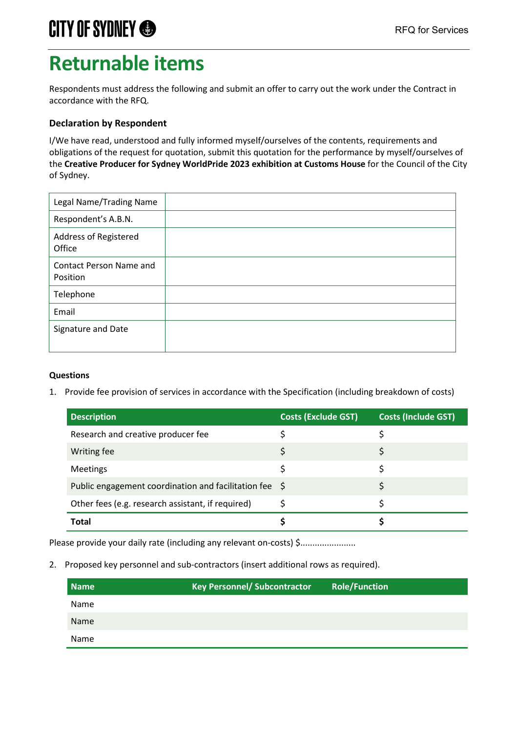# Returnable items

Respondents must address the following and submit an offer to carry out the work under the Contract in accordance with the RFQ.

### Declaration by Respondent

I/We have read, understood and fully informed myself/ourselves of the contents, requirements and obligations of the request for quotation, submit this quotation for the performance by myself/ourselves of the **Creative Producer for Sydney WorldPride 2023 exhibition at Customs House** for the Council of the City of Sydney.

| | |
|---|---|
| Legal Name/Trading Name | |
| Respondent's A.B.N. | |
| Address of Registered Office | |
| Contact Person Name and Position | |
| Telephone | |
| Email | |
| Signature and Date | |

**Questions**

1. Provide fee provision of services in accordance with the Specification (including breakdown of costs)

| Description | Costs (Exclude GST) | Costs (Include GST) |
|---|---|---|
| Research and creative producer fee | $ | $ |
| Writing fee | $ | $ |
| Meetings | $ | $ |
| Public engagement coordination and facilitation fee | $ | $ |
| Other fees (e.g. research assistant, if required) | $ | $ |
| **Total** | **$** | **$** |

Please provide your daily rate (including any relevant on-costs) $......................

2. Proposed key personnel and sub-contractors (insert additional rows as required).

| Name | Key Personnel/ Subcontractor | Role/Function |
|---|---|---|
| Name | | |
| Name | | |
| Name | | |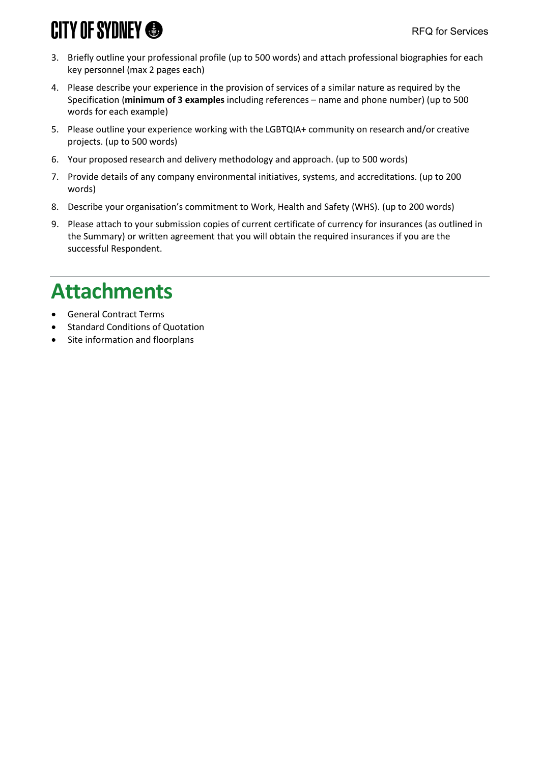3. Briefly outline your professional profile (up to 500 words) and attach professional biographies for each key personnel (max 2 pages each)
4. Please describe your experience in the provision of services of a similar nature as required by the Specification (**minimum of 3 examples** including references – name and phone number) (up to 500 words for each example)
5. Please outline your experience working with the LGBTQIA+ community on research and/or creative projects. (up to 500 words)
6. Your proposed research and delivery methodology and approach. (up to 500 words)
7. Provide details of any company environmental initiatives, systems, and accreditations. (up to 200 words)
8. Describe your organisation's commitment to Work, Health and Safety (WHS). (up to 200 words)
9. Please attach to your submission copies of current certificate of currency for insurances (as outlined in the Summary) or written agreement that you will obtain the required insurances if you are the successful Respondent.

# Attachments

- General Contract Terms
- Standard Conditions of Quotation
- Site information and floorplans